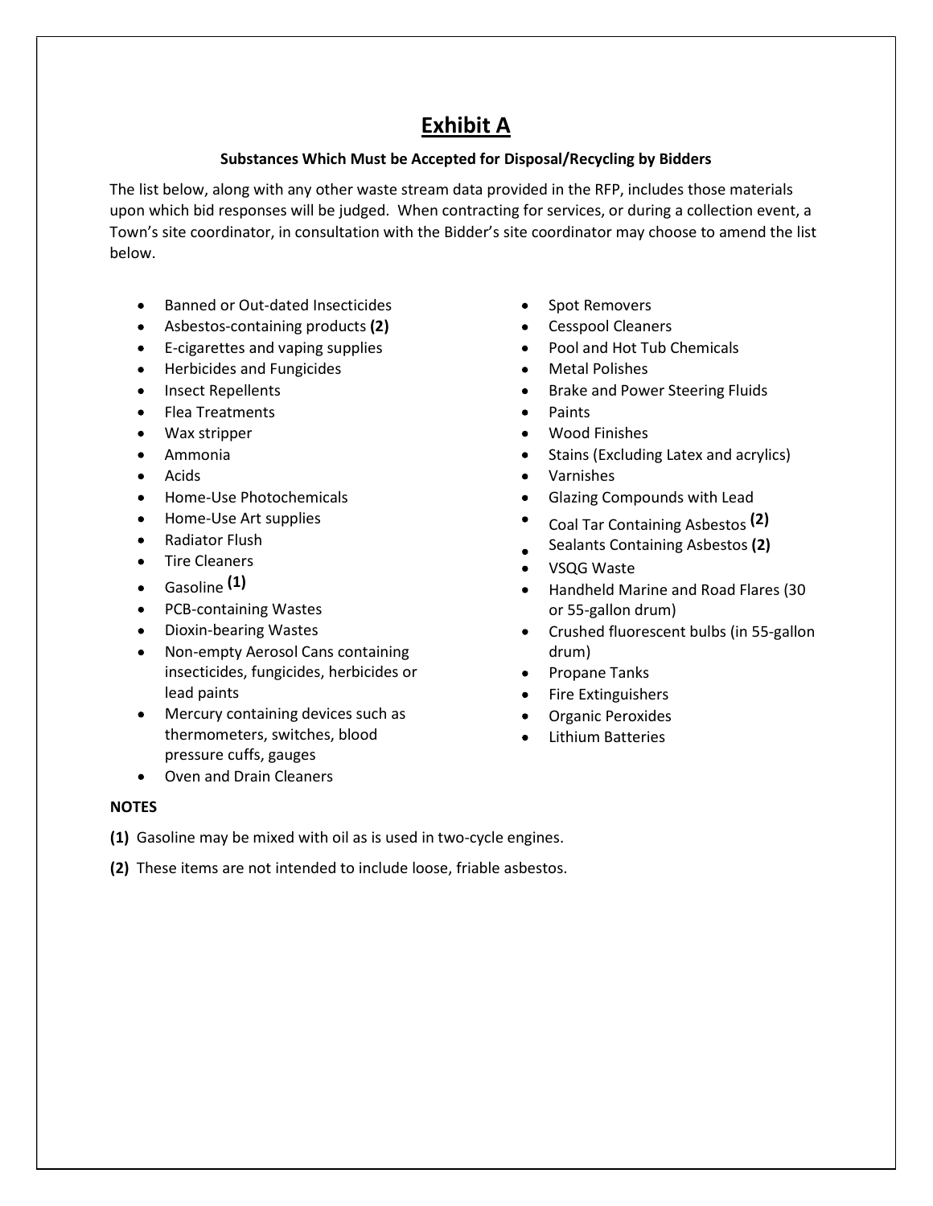# Exhibit A

**Substances Which Must be Accepted for Disposal/Recycling by Bidders**

The list below, along with any other waste stream data provided in the RFP, includes those materials upon which bid responses will be judged. When contracting for services, or during a collection event, a Town's site coordinator, in consultation with the Bidder's site coordinator may choose to amend the list below.

- Banned or Out-dated Insecticides
- Asbestos-containing products **(2)**
- E-cigarettes and vaping supplies
- Herbicides and Fungicides
- Insect Repellents
- Flea Treatments
- Wax stripper
- Ammonia
- Acids
- Home-Use Photochemicals
- Home-Use Art supplies
- Radiator Flush
- Tire Cleaners
- Gasoline **(1)**
- PCB-containing Wastes
- Dioxin-bearing Wastes
- Non-empty Aerosol Cans containing insecticides, fungicides, herbicides or lead paints
- Mercury containing devices such as thermometers, switches, blood pressure cuffs, gauges
- Oven and Drain Cleaners
- Spot Removers
- Cesspool Cleaners
- Pool and Hot Tub Chemicals
- Metal Polishes
- Brake and Power Steering Fluids
- Paints
- Wood Finishes
- Stains (Excluding Latex and acrylics)
- Varnishes
- Glazing Compounds with Lead
- Coal Tar Containing Asbestos **(2)**
- Sealants Containing Asbestos **(2)**
- VSQG Waste
- Handheld Marine and Road Flares (30 or 55-gallon drum)
- Crushed fluorescent bulbs (in 55-gallon drum)
- Propane Tanks
- Fire Extinguishers
- Organic Peroxides
- Lithium Batteries

**NOTES**

**(1)** Gasoline may be mixed with oil as is used in two-cycle engines.

**(2)** These items are not intended to include loose, friable asbestos.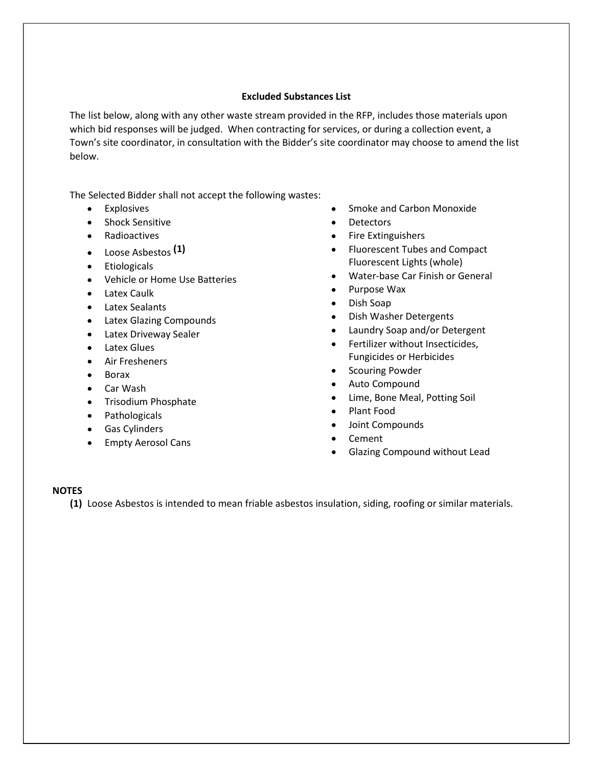**Excluded Substances List**

The list below, along with any other waste stream provided in the RFP, includes those materials upon which bid responses will be judged. When contracting for services, or during a collection event, a Town's site coordinator, in consultation with the Bidder's site coordinator may choose to amend the list below.

The Selected Bidder shall not accept the following wastes:

- Explosives
- Shock Sensitive
- Radioactives
- Loose Asbestos **(1)**
- Etiologicals
- Vehicle or Home Use Batteries
- Latex Caulk
- Latex Sealants
- Latex Glazing Compounds
- Latex Driveway Sealer
- Latex Glues
- Air Fresheners
- Borax
- Car Wash
- Trisodium Phosphate
- Pathologicals
- Gas Cylinders
- Empty Aerosol Cans
- Smoke and Carbon Monoxide
- Detectors
- Fire Extinguishers
- Fluorescent Tubes and Compact Fluorescent Lights (whole)
- Water-base Car Finish or General
- Purpose Wax
- Dish Soap
- Dish Washer Detergents
- Laundry Soap and/or Detergent
- Fertilizer without Insecticides, Fungicides or Herbicides
- Scouring Powder
- Auto Compound
- Lime, Bone Meal, Potting Soil
- Plant Food
- Joint Compounds
- Cement
- Glazing Compound without Lead

**NOTES**

**(1)** Loose Asbestos is intended to mean friable asbestos insulation, siding, roofing or similar materials.